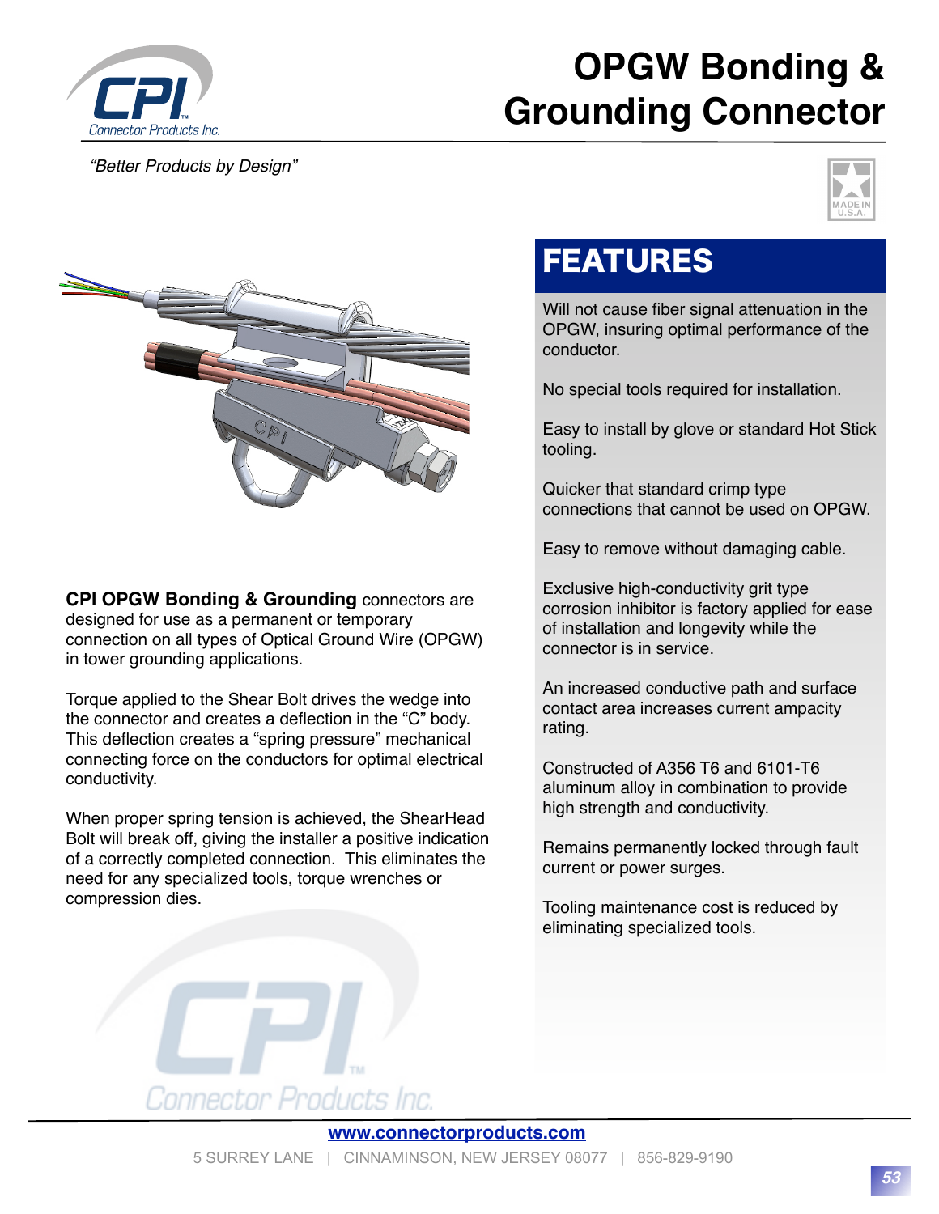# OPGW Bonding & Grounding Connector

*"Better Products by Design"*

**CPI OPGW Bonding & Grounding** connectors are designed for use as a permanent or temporary connection on all types of Optical Ground Wire (OPGW) in tower grounding applications.

Torque applied to the Shear Bolt drives the wedge into the connector and creates a deflection in the "C" body. This deflection creates a "spring pressure" mechanical connecting force on the conductors for optimal electrical conductivity.

When proper spring tension is achieved, the ShearHead Bolt will break off, giving the installer a positive indication of a correctly completed connection. This eliminates the need for any specialized tools, torque wrenches or compression dies.

## FEATURES

Will not cause fiber signal attenuation in the OPGW, insuring optimal performance of the conductor.

No special tools required for installation.

Easy to install by glove or standard Hot Stick tooling.

Quicker that standard crimp type connections that cannot be used on OPGW.

Easy to remove without damaging cable.

Exclusive high-conductivity grit type corrosion inhibitor is factory applied for ease of installation and longevity while the connector is in service.

An increased conductive path and surface contact area increases current ampacity rating.

Constructed of A356 T6 and 6101-T6 aluminum alloy in combination to provide high strength and conductivity.

Remains permanently locked through fault current or power surges.

Tooling maintenance cost is reduced by eliminating specialized tools.

www.connectorproducts.com

5 SURREY LANE | CINNAMINSON, NEW JERSEY 08077 | 856-829-9190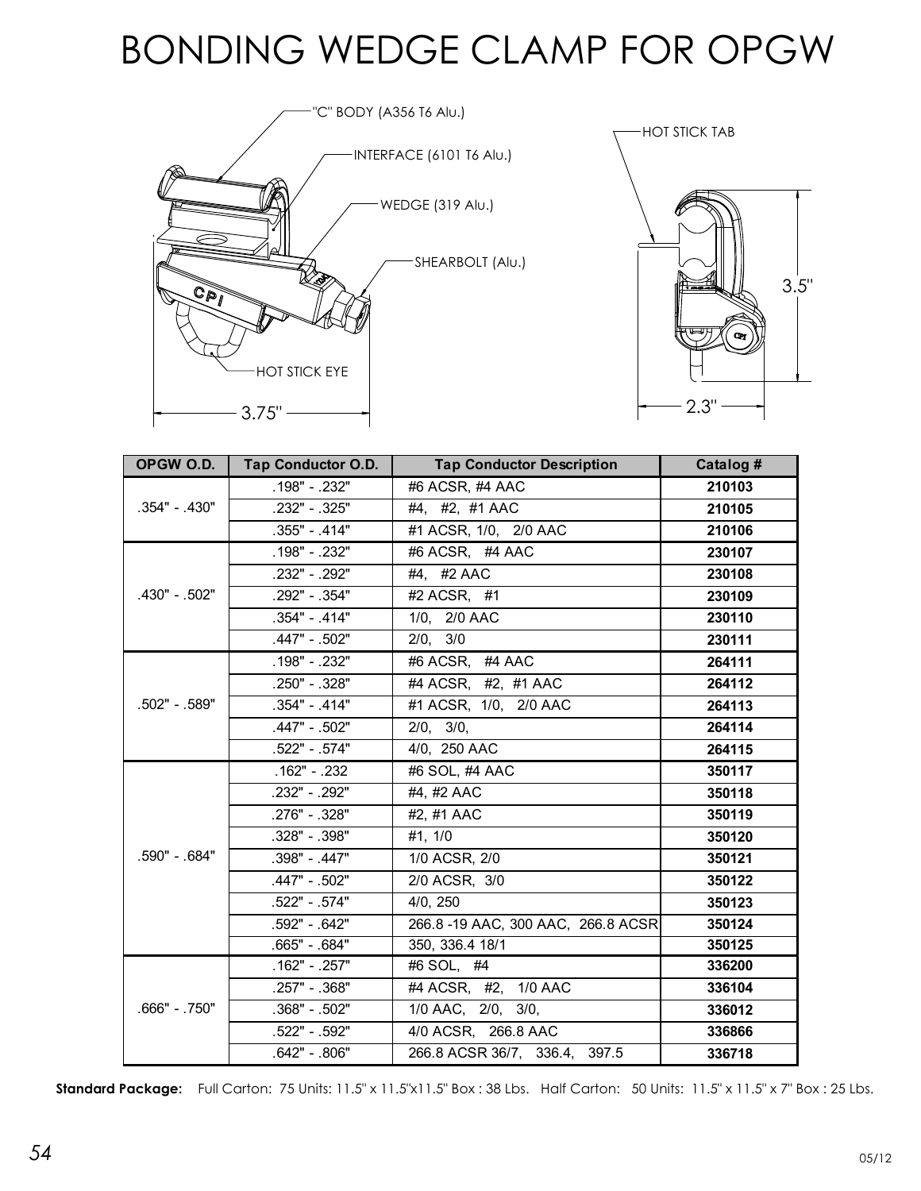# BONDING WEDGE CLAMP FOR OPGW

"C" BODY (A356 T6 Alu.)

INTERFACE (6101 T6 Alu.)

WEDGE (319 Alu.)

SHEARBOLT (Alu.)

HOT STICK EYE

HOT STICK TAB

3.75"

3.5"

2.3"

| OPGW O.D. | Tap Conductor O.D. | Tap Conductor Description | Catalog # |
|---|---|---|---|
| .354" - .430" | .198" - .232" | #6 ACSR, #4 AAC | 210103 |
| | .232" - .325" | #4, #2, #1 AAC | 210105 |
| | .355" - .414" | #1 ACSR, 1/0, 2/0 AAC | 210106 |
| .430" - .502" | .198" - .232" | #6 ACSR, #4 AAC | 230107 |
| | .232" - .292" | #4, #2 AAC | 230108 |
| | .292" - .354" | #2 ACSR, #1 | 230109 |
| | .354" - .414" | 1/0, 2/0 AAC | 230110 |
| | .447" - .502" | 2/0, 3/0 | 230111 |
| .502" - .589" | .198" - .232" | #6 ACSR, #4 AAC | 264111 |
| | .250" - .328" | #4 ACSR, #2, #1 AAC | 264112 |
| | .354" - .414" | #1 ACSR, 1/0, 2/0 AAC | 264113 |
| | .447" - .502" | 2/0, 3/0, | 264114 |
| | .522" - .574" | 4/0, 250 AAC | 264115 |
| .590" - .684" | .162" - .232 | #6 SOL, #4 AAC | 350117 |
| | .232" - .292" | #4, #2 AAC | 350118 |
| | .276" - .328" | #2, #1 AAC | 350119 |
| | .328" - .398" | #1, 1/0 | 350120 |
| | .398" - .447" | 1/0 ACSR, 2/0 | 350121 |
| | .447" - .502" | 2/0 ACSR, 3/0 | 350122 |
| | .522" - .574" | 4/0, 250 | 350123 |
| | .592" - .642" | 266.8 -19 AAC, 300 AAC, 266.8 ACSR | 350124 |
| | .665" - .684" | 350, 336.4 18/1 | 350125 |
| .666" - .750" | .162" - .257" | #6 SOL, #4 | 336200 |
| | .257" - .368" | #4 ACSR, #2, 1/0 AAC | 336104 |
| | .368" - .502" | 1/0 AAC, 2/0, 3/0, | 336012 |
| | .522" - .592" | 4/0 ACSR, 266.8 AAC | 336866 |
| | .642" - .806" | 266.8 ACSR 36/7, 336.4, 397.5 | 336718 |

**Standard Package:** Full Carton: 75 Units: 11.5" x 11.5"x11.5" Box : 38 Lbs. Half Carton: 50 Units: 11.5" x 11.5" x 7" Box : 25 Lbs.

05/12